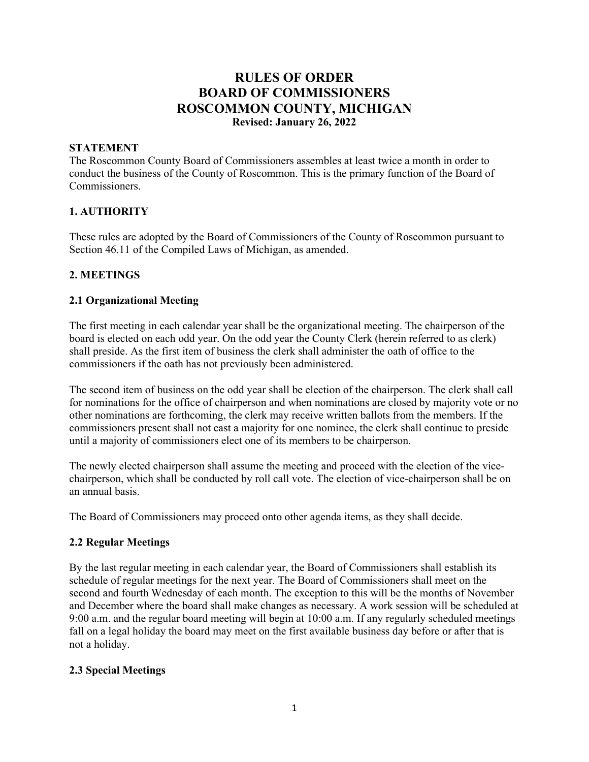# RULES OF ORDER
# BOARD OF COMMISSIONERS
# ROSCOMMON COUNTY, MICHIGAN

**Revised: January 26, 2022**

**STATEMENT**

The Roscommon County Board of Commissioners assembles at least twice a month in order to conduct the business of the County of Roscommon. This is the primary function of the Board of Commissioners.

## 1. AUTHORITY

These rules are adopted by the Board of Commissioners of the County of Roscommon pursuant to Section 46.11 of the Compiled Laws of Michigan, as amended.

## 2. MEETINGS

### 2.1 Organizational Meeting

The first meeting in each calendar year shall be the organizational meeting. The chairperson of the board is elected on each odd year. On the odd year the County Clerk (herein referred to as clerk) shall preside. As the first item of business the clerk shall administer the oath of office to the commissioners if the oath has not previously been administered.

The second item of business on the odd year shall be election of the chairperson. The clerk shall call for nominations for the office of chairperson and when nominations are closed by majority vote or no other nominations are forthcoming, the clerk may receive written ballots from the members. If the commissioners present shall not cast a majority for one nominee, the clerk shall continue to preside until a majority of commissioners elect one of its members to be chairperson.

The newly elected chairperson shall assume the meeting and proceed with the election of the vice-chairperson, which shall be conducted by roll call vote. The election of vice-chairperson shall be on an annual basis.

The Board of Commissioners may proceed onto other agenda items, as they shall decide.

### 2.2 Regular Meetings

By the last regular meeting in each calendar year, the Board of Commissioners shall establish its schedule of regular meetings for the next year. The Board of Commissioners shall meet on the second and fourth Wednesday of each month. The exception to this will be the months of November and December where the board shall make changes as necessary. A work session will be scheduled at 9:00 a.m. and the regular board meeting will begin at 10:00 a.m. If any regularly scheduled meetings fall on a legal holiday the board may meet on the first available business day before or after that is not a holiday.

### 2.3 Special Meetings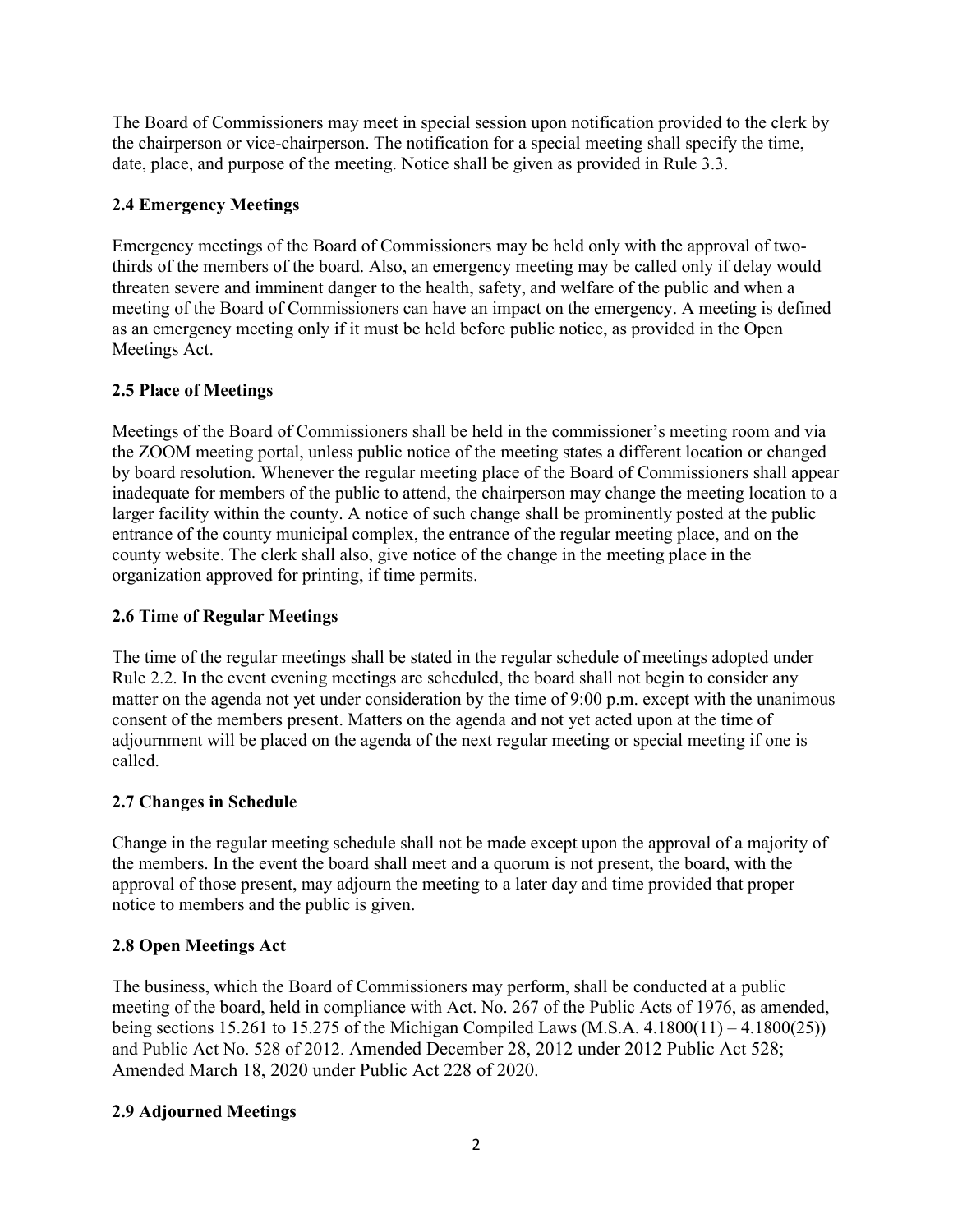The Board of Commissioners may meet in special session upon notification provided to the clerk by the chairperson or vice-chairperson. The notification for a special meeting shall specify the time, date, place, and purpose of the meeting. Notice shall be given as provided in Rule 3.3.

### 2.4 Emergency Meetings

Emergency meetings of the Board of Commissioners may be held only with the approval of two-thirds of the members of the board. Also, an emergency meeting may be called only if delay would threaten severe and imminent danger to the health, safety, and welfare of the public and when a meeting of the Board of Commissioners can have an impact on the emergency. A meeting is defined as an emergency meeting only if it must be held before public notice, as provided in the Open Meetings Act.

### 2.5 Place of Meetings

Meetings of the Board of Commissioners shall be held in the commissioner's meeting room and via the ZOOM meeting portal, unless public notice of the meeting states a different location or changed by board resolution. Whenever the regular meeting place of the Board of Commissioners shall appear inadequate for members of the public to attend, the chairperson may change the meeting location to a larger facility within the county. A notice of such change shall be prominently posted at the public entrance of the county municipal complex, the entrance of the regular meeting place, and on the county website. The clerk shall also, give notice of the change in the meeting place in the organization approved for printing, if time permits.

### 2.6 Time of Regular Meetings

The time of the regular meetings shall be stated in the regular schedule of meetings adopted under Rule 2.2. In the event evening meetings are scheduled, the board shall not begin to consider any matter on the agenda not yet under consideration by the time of 9:00 p.m. except with the unanimous consent of the members present. Matters on the agenda and not yet acted upon at the time of adjournment will be placed on the agenda of the next regular meeting or special meeting if one is called.

### 2.7 Changes in Schedule

Change in the regular meeting schedule shall not be made except upon the approval of a majority of the members. In the event the board shall meet and a quorum is not present, the board, with the approval of those present, may adjourn the meeting to a later day and time provided that proper notice to members and the public is given.

### 2.8 Open Meetings Act

The business, which the Board of Commissioners may perform, shall be conducted at a public meeting of the board, held in compliance with Act. No. 267 of the Public Acts of 1976, as amended, being sections 15.261 to 15.275 of the Michigan Compiled Laws (M.S.A. 4.1800(11) – 4.1800(25)) and Public Act No. 528 of 2012. Amended December 28, 2012 under 2012 Public Act 528; Amended March 18, 2020 under Public Act 228 of 2020.

### 2.9 Adjourned Meetings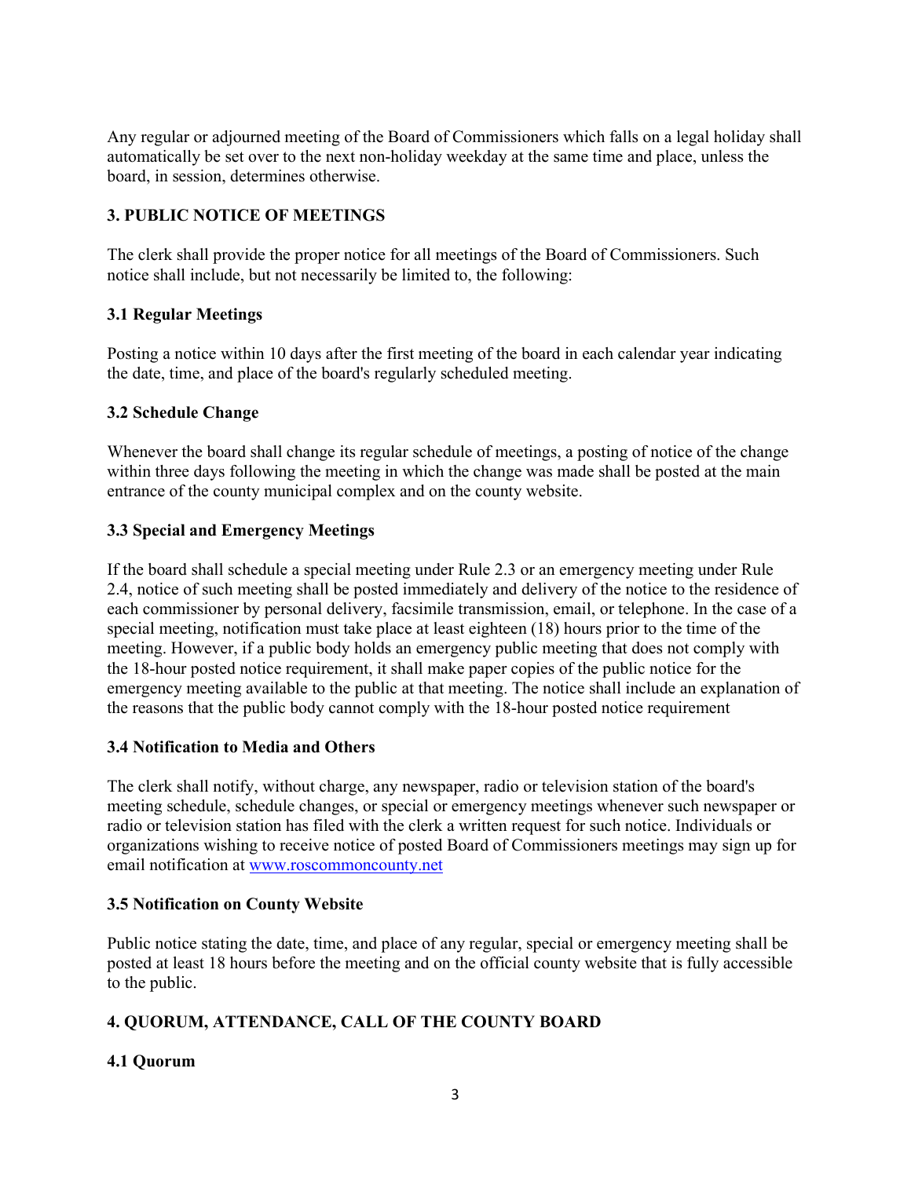Any regular or adjourned meeting of the Board of Commissioners which falls on a legal holiday shall automatically be set over to the next non-holiday weekday at the same time and place, unless the board, in session, determines otherwise.

## 3. PUBLIC NOTICE OF MEETINGS

The clerk shall provide the proper notice for all meetings of the Board of Commissioners. Such notice shall include, but not necessarily be limited to, the following:

### 3.1 Regular Meetings

Posting a notice within 10 days after the first meeting of the board in each calendar year indicating the date, time, and place of the board's regularly scheduled meeting.

### 3.2 Schedule Change

Whenever the board shall change its regular schedule of meetings, a posting of notice of the change within three days following the meeting in which the change was made shall be posted at the main entrance of the county municipal complex and on the county website.

### 3.3 Special and Emergency Meetings

If the board shall schedule a special meeting under Rule 2.3 or an emergency meeting under Rule 2.4, notice of such meeting shall be posted immediately and delivery of the notice to the residence of each commissioner by personal delivery, facsimile transmission, email, or telephone. In the case of a special meeting, notification must take place at least eighteen (18) hours prior to the time of the meeting. However, if a public body holds an emergency public meeting that does not comply with the 18-hour posted notice requirement, it shall make paper copies of the public notice for the emergency meeting available to the public at that meeting. The notice shall include an explanation of the reasons that the public body cannot comply with the 18-hour posted notice requirement

### 3.4 Notification to Media and Others

The clerk shall notify, without charge, any newspaper, radio or television station of the board's meeting schedule, schedule changes, or special or emergency meetings whenever such newspaper or radio or television station has filed with the clerk a written request for such notice. Individuals or organizations wishing to receive notice of posted Board of Commissioners meetings may sign up for email notification at www.roscommoncounty.net

### 3.5 Notification on County Website

Public notice stating the date, time, and place of any regular, special or emergency meeting shall be posted at least 18 hours before the meeting and on the official county website that is fully accessible to the public.

## 4. QUORUM, ATTENDANCE, CALL OF THE COUNTY BOARD

### 4.1 Quorum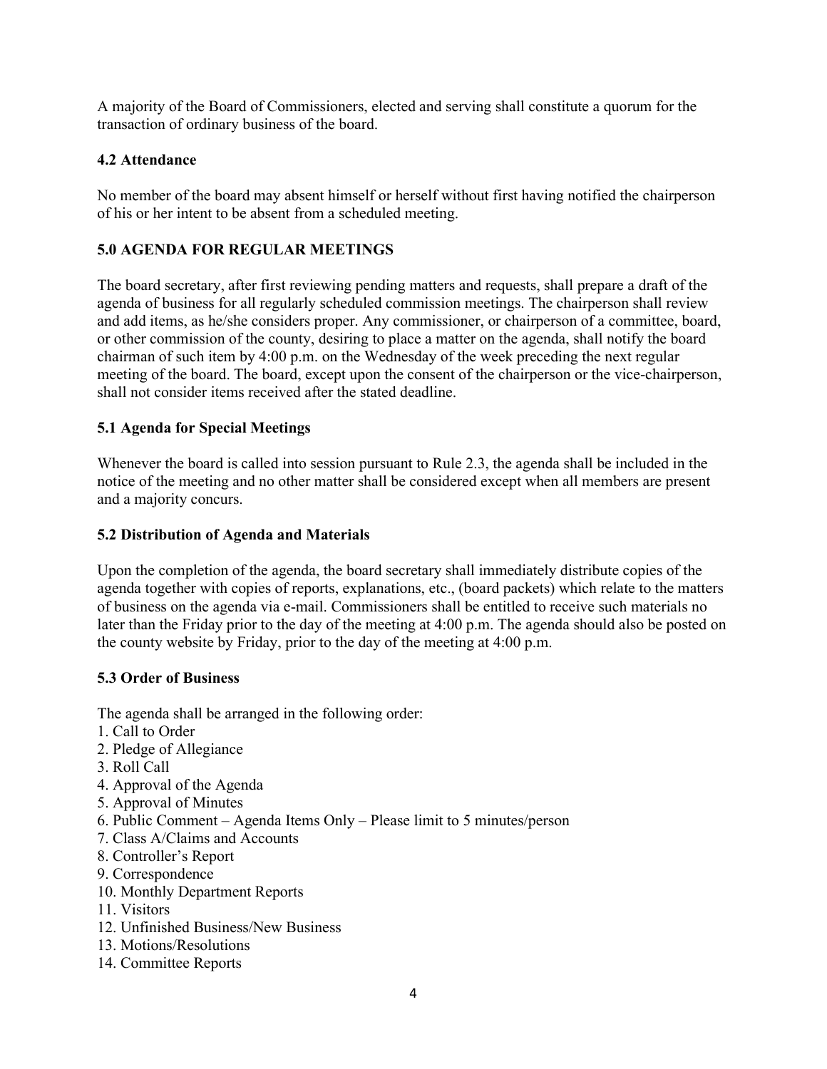A majority of the Board of Commissioners, elected and serving shall constitute a quorum for the transaction of ordinary business of the board.

### 4.2 Attendance

No member of the board may absent himself or herself without first having notified the chairperson of his or her intent to be absent from a scheduled meeting.

## 5.0 AGENDA FOR REGULAR MEETINGS

The board secretary, after first reviewing pending matters and requests, shall prepare a draft of the agenda of business for all regularly scheduled commission meetings. The chairperson shall review and add items, as he/she considers proper. Any commissioner, or chairperson of a committee, board, or other commission of the county, desiring to place a matter on the agenda, shall notify the board chairman of such item by 4:00 p.m. on the Wednesday of the week preceding the next regular meeting of the board. The board, except upon the consent of the chairperson or the vice-chairperson, shall not consider items received after the stated deadline.

### 5.1 Agenda for Special Meetings

Whenever the board is called into session pursuant to Rule 2.3, the agenda shall be included in the notice of the meeting and no other matter shall be considered except when all members are present and a majority concurs.

### 5.2 Distribution of Agenda and Materials

Upon the completion of the agenda, the board secretary shall immediately distribute copies of the agenda together with copies of reports, explanations, etc., (board packets) which relate to the matters of business on the agenda via e-mail. Commissioners shall be entitled to receive such materials no later than the Friday prior to the day of the meeting at 4:00 p.m. The agenda should also be posted on the county website by Friday, prior to the day of the meeting at 4:00 p.m.

### 5.3 Order of Business

The agenda shall be arranged in the following order:

1. Call to Order
2. Pledge of Allegiance
3. Roll Call
4. Approval of the Agenda
5. Approval of Minutes
6. Public Comment – Agenda Items Only – Please limit to 5 minutes/person
7. Class A/Claims and Accounts
8. Controller's Report
9. Correspondence
10. Monthly Department Reports
11. Visitors
12. Unfinished Business/New Business
13. Motions/Resolutions
14. Committee Reports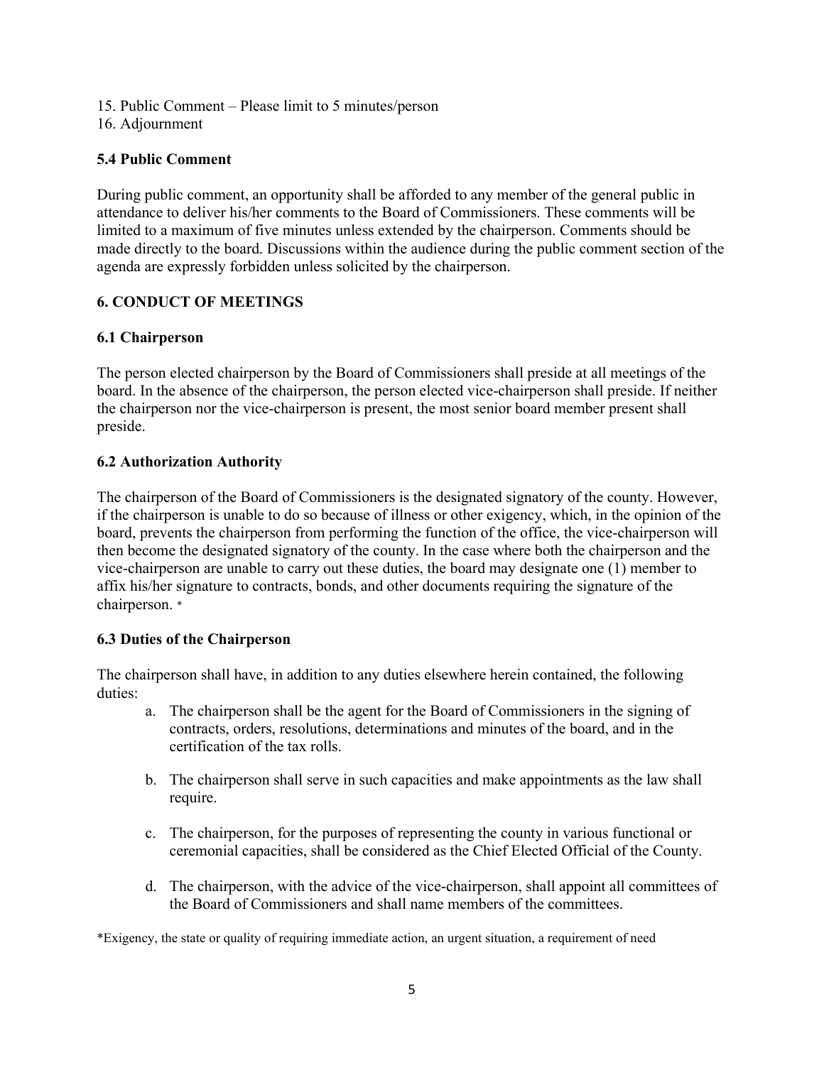15. Public Comment – Please limit to 5 minutes/person
16. Adjournment

**5.4 Public Comment**

During public comment, an opportunity shall be afforded to any member of the general public in attendance to deliver his/her comments to the Board of Commissioners. These comments will be limited to a maximum of five minutes unless extended by the chairperson. Comments should be made directly to the board. Discussions within the audience during the public comment section of the agenda are expressly forbidden unless solicited by the chairperson.

## 6. CONDUCT OF MEETINGS

**6.1 Chairperson**

The person elected chairperson by the Board of Commissioners shall preside at all meetings of the board. In the absence of the chairperson, the person elected vice-chairperson shall preside. If neither the chairperson nor the vice-chairperson is present, the most senior board member present shall preside.

**6.2 Authorization Authority**

The chairperson of the Board of Commissioners is the designated signatory of the county. However, if the chairperson is unable to do so because of illness or other exigency, which, in the opinion of the board, prevents the chairperson from performing the function of the office, the vice-chairperson will then become the designated signatory of the county. In the case where both the chairperson and the vice-chairperson are unable to carry out these duties, the board may designate one (1) member to affix his/her signature to contracts, bonds, and other documents requiring the signature of the chairperson. *

**6.3 Duties of the Chairperson**

The chairperson shall have, in addition to any duties elsewhere herein contained, the following duties:

a. The chairperson shall be the agent for the Board of Commissioners in the signing of contracts, orders, resolutions, determinations and minutes of the board, and in the certification of the tax rolls.

b. The chairperson shall serve in such capacities and make appointments as the law shall require.

c. The chairperson, for the purposes of representing the county in various functional or ceremonial capacities, shall be considered as the Chief Elected Official of the County.

d. The chairperson, with the advice of the vice-chairperson, shall appoint all committees of the Board of Commissioners and shall name members of the committees.

*Exigency, the state or quality of requiring immediate action, an urgent situation, a requirement of need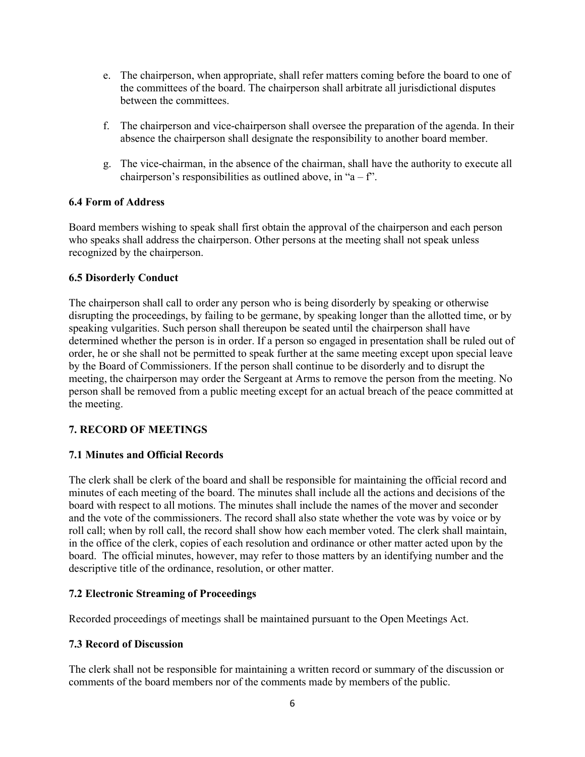e. The chairperson, when appropriate, shall refer matters coming before the board to one of the committees of the board. The chairperson shall arbitrate all jurisdictional disputes between the committees.

f. The chairperson and vice-chairperson shall oversee the preparation of the agenda. In their absence the chairperson shall designate the responsibility to another board member.

g. The vice-chairman, in the absence of the chairman, shall have the authority to execute all chairperson's responsibilities as outlined above, in "a – f".

**6.4 Form of Address**

Board members wishing to speak shall first obtain the approval of the chairperson and each person who speaks shall address the chairperson. Other persons at the meeting shall not speak unless recognized by the chairperson.

**6.5 Disorderly Conduct**

The chairperson shall call to order any person who is being disorderly by speaking or otherwise disrupting the proceedings, by failing to be germane, by speaking longer than the allotted time, or by speaking vulgarities. Such person shall thereupon be seated until the chairperson shall have determined whether the person is in order. If a person so engaged in presentation shall be ruled out of order, he or she shall not be permitted to speak further at the same meeting except upon special leave by the Board of Commissioners. If the person shall continue to be disorderly and to disrupt the meeting, the chairperson may order the Sergeant at Arms to remove the person from the meeting. No person shall be removed from a public meeting except for an actual breach of the peace committed at the meeting.

## 7. RECORD OF MEETINGS

**7.1 Minutes and Official Records**

The clerk shall be clerk of the board and shall be responsible for maintaining the official record and minutes of each meeting of the board. The minutes shall include all the actions and decisions of the board with respect to all motions. The minutes shall include the names of the mover and seconder and the vote of the commissioners. The record shall also state whether the vote was by voice or by roll call; when by roll call, the record shall show how each member voted. The clerk shall maintain, in the office of the clerk, copies of each resolution and ordinance or other matter acted upon by the board. The official minutes, however, may refer to those matters by an identifying number and the descriptive title of the ordinance, resolution, or other matter.

**7.2 Electronic Streaming of Proceedings**

Recorded proceedings of meetings shall be maintained pursuant to the Open Meetings Act.

**7.3 Record of Discussion**

The clerk shall not be responsible for maintaining a written record or summary of the discussion or comments of the board members nor of the comments made by members of the public.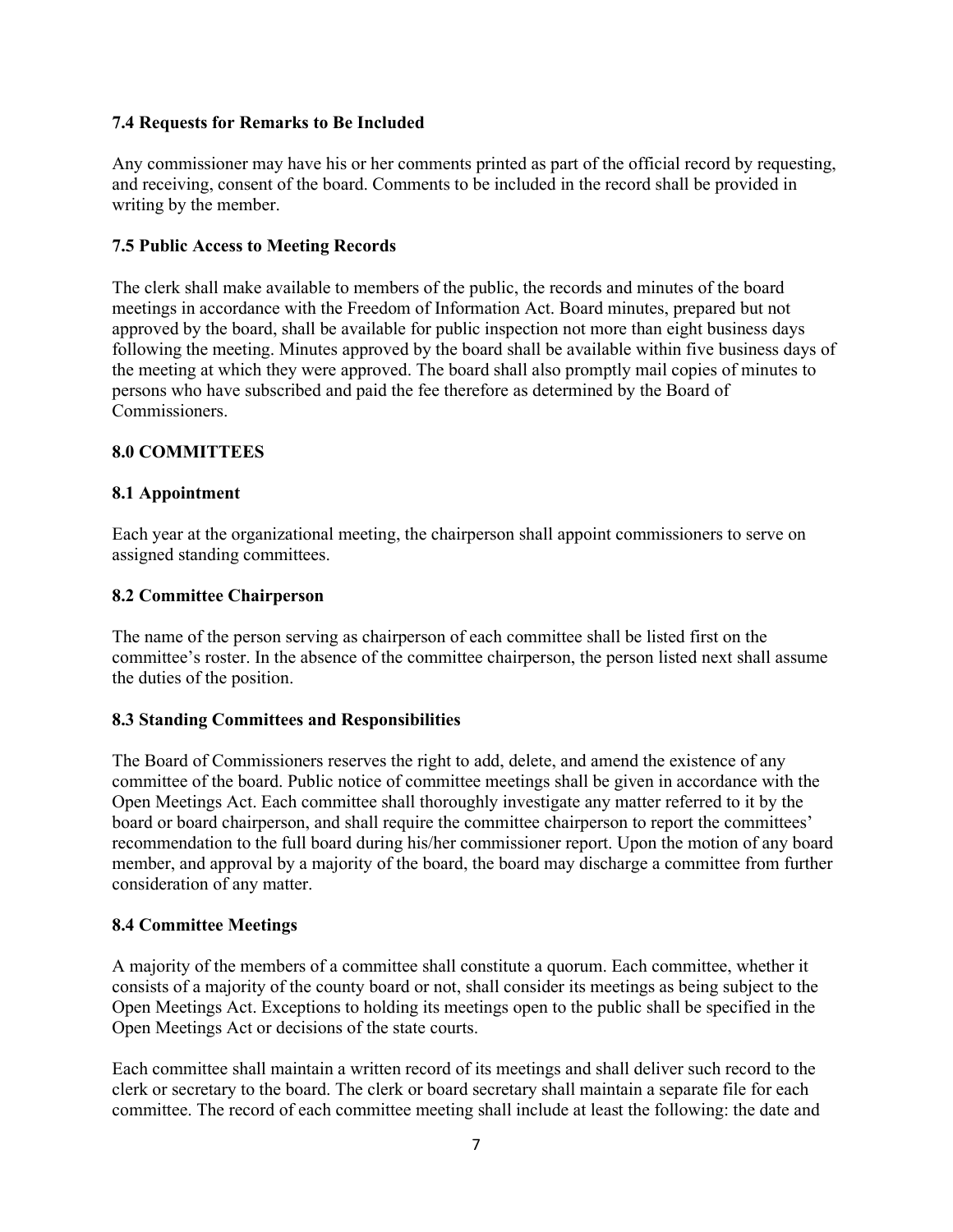### 7.4 Requests for Remarks to Be Included

Any commissioner may have his or her comments printed as part of the official record by requesting, and receiving, consent of the board. Comments to be included in the record shall be provided in writing by the member.

### 7.5 Public Access to Meeting Records

The clerk shall make available to members of the public, the records and minutes of the board meetings in accordance with the Freedom of Information Act. Board minutes, prepared but not approved by the board, shall be available for public inspection not more than eight business days following the meeting. Minutes approved by the board shall be available within five business days of the meeting at which they were approved. The board shall also promptly mail copies of minutes to persons who have subscribed and paid the fee therefore as determined by the Board of Commissioners.

## 8.0 COMMITTEES

### 8.1 Appointment

Each year at the organizational meeting, the chairperson shall appoint commissioners to serve on assigned standing committees.

### 8.2 Committee Chairperson

The name of the person serving as chairperson of each committee shall be listed first on the committee's roster. In the absence of the committee chairperson, the person listed next shall assume the duties of the position.

### 8.3 Standing Committees and Responsibilities

The Board of Commissioners reserves the right to add, delete, and amend the existence of any committee of the board. Public notice of committee meetings shall be given in accordance with the Open Meetings Act. Each committee shall thoroughly investigate any matter referred to it by the board or board chairperson, and shall require the committee chairperson to report the committees' recommendation to the full board during his/her commissioner report. Upon the motion of any board member, and approval by a majority of the board, the board may discharge a committee from further consideration of any matter.

### 8.4 Committee Meetings

A majority of the members of a committee shall constitute a quorum. Each committee, whether it consists of a majority of the county board or not, shall consider its meetings as being subject to the Open Meetings Act. Exceptions to holding its meetings open to the public shall be specified in the Open Meetings Act or decisions of the state courts.

Each committee shall maintain a written record of its meetings and shall deliver such record to the clerk or secretary to the board. The clerk or board secretary shall maintain a separate file for each committee. The record of each committee meeting shall include at least the following: the date and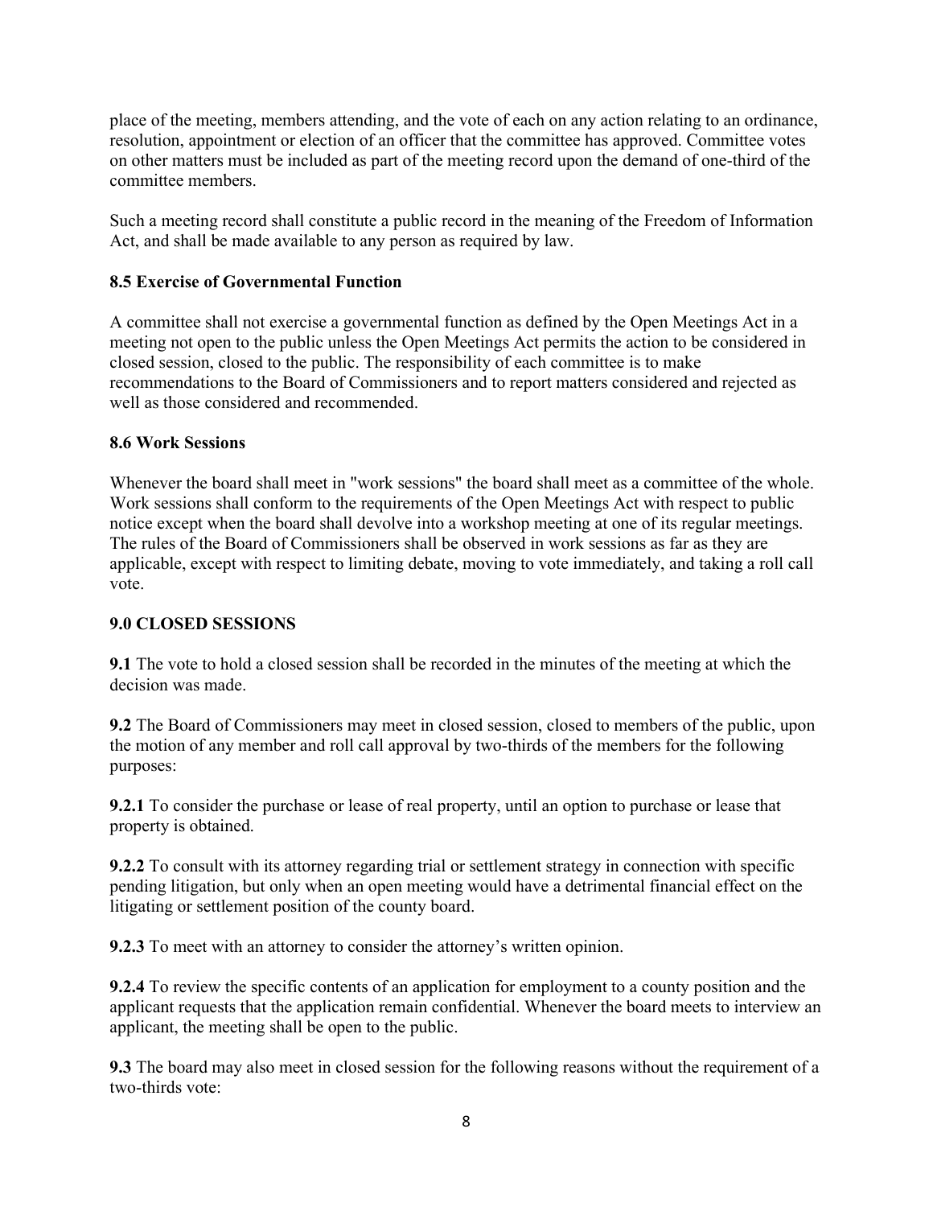place of the meeting, members attending, and the vote of each on any action relating to an ordinance, resolution, appointment or election of an officer that the committee has approved. Committee votes on other matters must be included as part of the meeting record upon the demand of one-third of the committee members.

Such a meeting record shall constitute a public record in the meaning of the Freedom of Information Act, and shall be made available to any person as required by law.

### 8.5 Exercise of Governmental Function

A committee shall not exercise a governmental function as defined by the Open Meetings Act in a meeting not open to the public unless the Open Meetings Act permits the action to be considered in closed session, closed to the public. The responsibility of each committee is to make recommendations to the Board of Commissioners and to report matters considered and rejected as well as those considered and recommended.

### 8.6 Work Sessions

Whenever the board shall meet in "work sessions" the board shall meet as a committee of the whole. Work sessions shall conform to the requirements of the Open Meetings Act with respect to public notice except when the board shall devolve into a workshop meeting at one of its regular meetings. The rules of the Board of Commissioners shall be observed in work sessions as far as they are applicable, except with respect to limiting debate, moving to vote immediately, and taking a roll call vote.

## 9.0 CLOSED SESSIONS

**9.1** The vote to hold a closed session shall be recorded in the minutes of the meeting at which the decision was made.

**9.2** The Board of Commissioners may meet in closed session, closed to members of the public, upon the motion of any member and roll call approval by two-thirds of the members for the following purposes:

**9.2.1** To consider the purchase or lease of real property, until an option to purchase or lease that property is obtained.

**9.2.2** To consult with its attorney regarding trial or settlement strategy in connection with specific pending litigation, but only when an open meeting would have a detrimental financial effect on the litigating or settlement position of the county board.

**9.2.3** To meet with an attorney to consider the attorney's written opinion.

**9.2.4** To review the specific contents of an application for employment to a county position and the applicant requests that the application remain confidential. Whenever the board meets to interview an applicant, the meeting shall be open to the public.

**9.3** The board may also meet in closed session for the following reasons without the requirement of a two-thirds vote: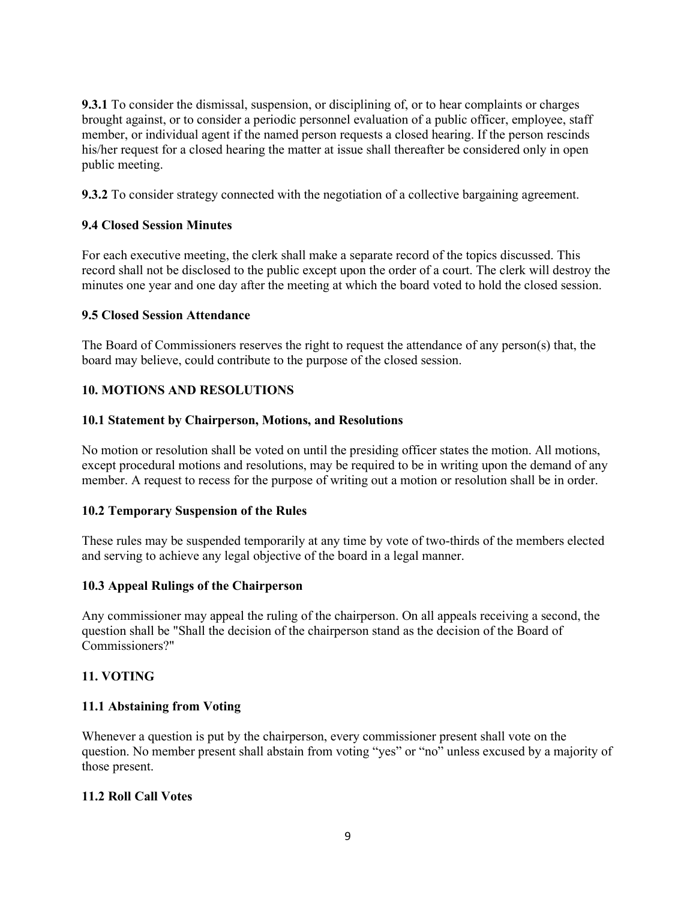**9.3.1** To consider the dismissal, suspension, or disciplining of, or to hear complaints or charges brought against, or to consider a periodic personnel evaluation of a public officer, employee, staff member, or individual agent if the named person requests a closed hearing. If the person rescinds his/her request for a closed hearing the matter at issue shall thereafter be considered only in open public meeting.

**9.3.2** To consider strategy connected with the negotiation of a collective bargaining agreement.

### 9.4 Closed Session Minutes

For each executive meeting, the clerk shall make a separate record of the topics discussed. This record shall not be disclosed to the public except upon the order of a court. The clerk will destroy the minutes one year and one day after the meeting at which the board voted to hold the closed session.

### 9.5 Closed Session Attendance

The Board of Commissioners reserves the right to request the attendance of any person(s) that, the board may believe, could contribute to the purpose of the closed session.

## 10. MOTIONS AND RESOLUTIONS

### 10.1 Statement by Chairperson, Motions, and Resolutions

No motion or resolution shall be voted on until the presiding officer states the motion. All motions, except procedural motions and resolutions, may be required to be in writing upon the demand of any member. A request to recess for the purpose of writing out a motion or resolution shall be in order.

### 10.2 Temporary Suspension of the Rules

These rules may be suspended temporarily at any time by vote of two-thirds of the members elected and serving to achieve any legal objective of the board in a legal manner.

### 10.3 Appeal Rulings of the Chairperson

Any commissioner may appeal the ruling of the chairperson. On all appeals receiving a second, the question shall be "Shall the decision of the chairperson stand as the decision of the Board of Commissioners?"

## 11. VOTING

### 11.1 Abstaining from Voting

Whenever a question is put by the chairperson, every commissioner present shall vote on the question. No member present shall abstain from voting "yes" or "no" unless excused by a majority of those present.

### 11.2 Roll Call Votes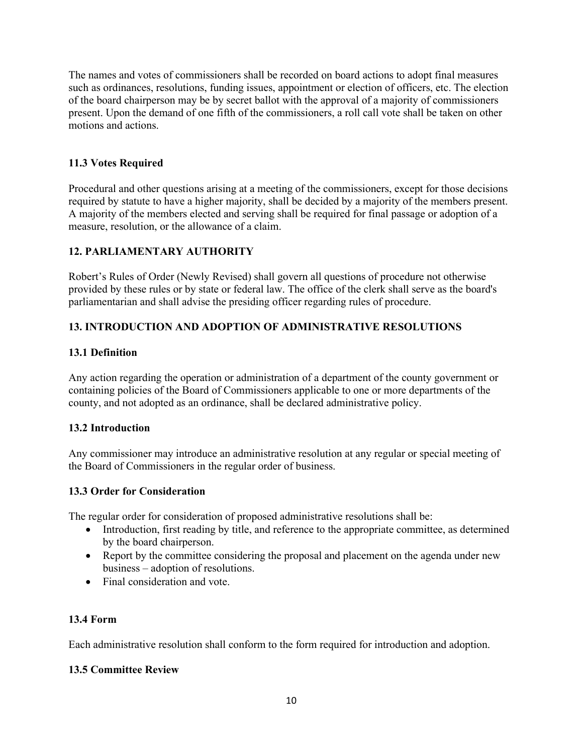The names and votes of commissioners shall be recorded on board actions to adopt final measures such as ordinances, resolutions, funding issues, appointment or election of officers, etc. The election of the board chairperson may be by secret ballot with the approval of a majority of commissioners present. Upon the demand of one fifth of the commissioners, a roll call vote shall be taken on other motions and actions.

### 11.3 Votes Required

Procedural and other questions arising at a meeting of the commissioners, except for those decisions required by statute to have a higher majority, shall be decided by a majority of the members present. A majority of the members elected and serving shall be required for final passage or adoption of a measure, resolution, or the allowance of a claim.

## 12. PARLIAMENTARY AUTHORITY

Robert's Rules of Order (Newly Revised) shall govern all questions of procedure not otherwise provided by these rules or by state or federal law. The office of the clerk shall serve as the board's parliamentarian and shall advise the presiding officer regarding rules of procedure.

## 13. INTRODUCTION AND ADOPTION OF ADMINISTRATIVE RESOLUTIONS

### 13.1 Definition

Any action regarding the operation or administration of a department of the county government or containing policies of the Board of Commissioners applicable to one or more departments of the county, and not adopted as an ordinance, shall be declared administrative policy.

### 13.2 Introduction

Any commissioner may introduce an administrative resolution at any regular or special meeting of the Board of Commissioners in the regular order of business.

### 13.3 Order for Consideration

The regular order for consideration of proposed administrative resolutions shall be:

- Introduction, first reading by title, and reference to the appropriate committee, as determined by the board chairperson.
- Report by the committee considering the proposal and placement on the agenda under new business – adoption of resolutions.
- Final consideration and vote.

### 13.4 Form

Each administrative resolution shall conform to the form required for introduction and adoption.

### 13.5 Committee Review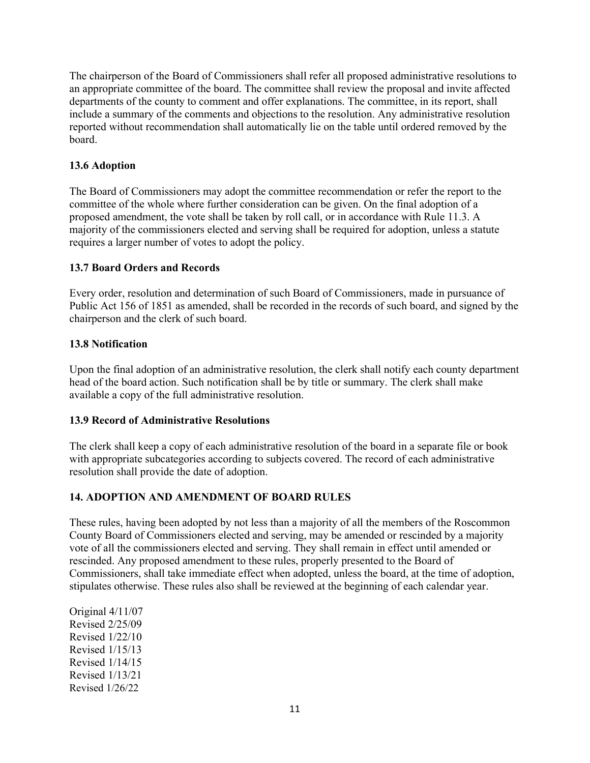The chairperson of the Board of Commissioners shall refer all proposed administrative resolutions to an appropriate committee of the board. The committee shall review the proposal and invite affected departments of the county to comment and offer explanations. The committee, in its report, shall include a summary of the comments and objections to the resolution. Any administrative resolution reported without recommendation shall automatically lie on the table until ordered removed by the board.

### 13.6 Adoption

The Board of Commissioners may adopt the committee recommendation or refer the report to the committee of the whole where further consideration can be given. On the final adoption of a proposed amendment, the vote shall be taken by roll call, or in accordance with Rule 11.3. A majority of the commissioners elected and serving shall be required for adoption, unless a statute requires a larger number of votes to adopt the policy.

### 13.7 Board Orders and Records

Every order, resolution and determination of such Board of Commissioners, made in pursuance of Public Act 156 of 1851 as amended, shall be recorded in the records of such board, and signed by the chairperson and the clerk of such board.

### 13.8 Notification

Upon the final adoption of an administrative resolution, the clerk shall notify each county department head of the board action. Such notification shall be by title or summary. The clerk shall make available a copy of the full administrative resolution.

### 13.9 Record of Administrative Resolutions

The clerk shall keep a copy of each administrative resolution of the board in a separate file or book with appropriate subcategories according to subjects covered. The record of each administrative resolution shall provide the date of adoption.

## 14. ADOPTION AND AMENDMENT OF BOARD RULES

These rules, having been adopted by not less than a majority of all the members of the Roscommon County Board of Commissioners elected and serving, may be amended or rescinded by a majority vote of all the commissioners elected and serving. They shall remain in effect until amended or rescinded. Any proposed amendment to these rules, properly presented to the Board of Commissioners, shall take immediate effect when adopted, unless the board, at the time of adoption, stipulates otherwise. These rules also shall be reviewed at the beginning of each calendar year.

Original 4/11/07
Revised 2/25/09
Revised 1/22/10
Revised 1/15/13
Revised 1/14/15
Revised 1/13/21
Revised 1/26/22